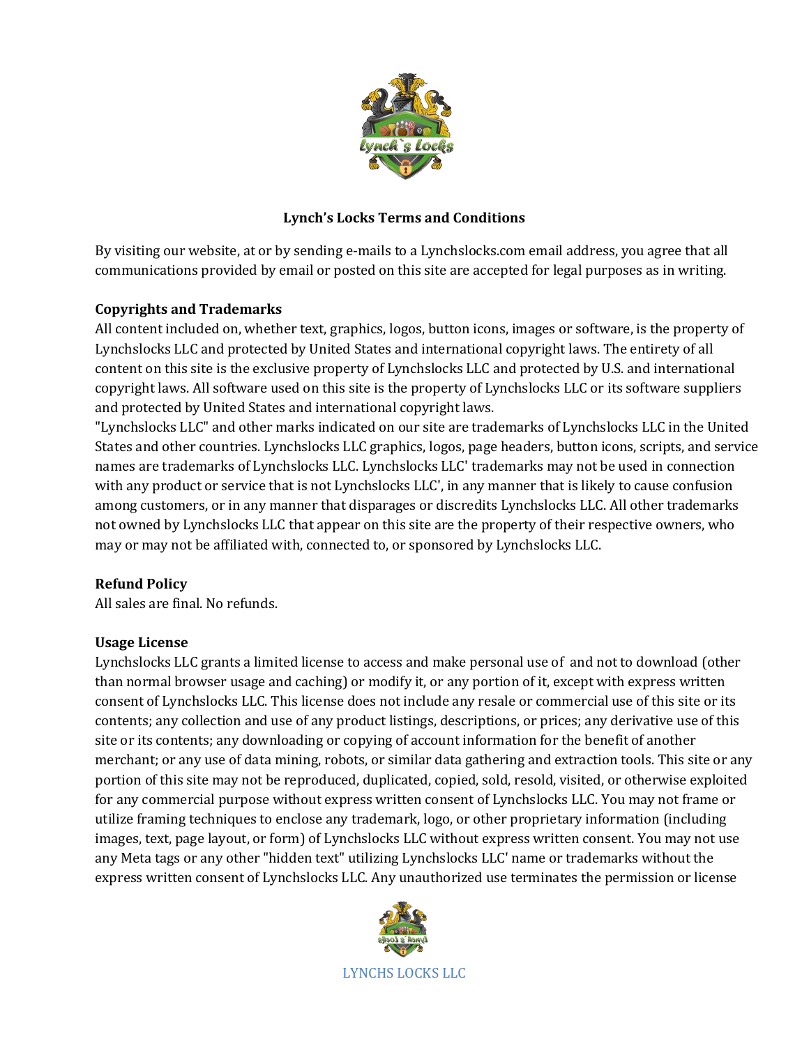**Lynch's Locks Terms and Conditions**

By visiting our website, at or by sending e-mails to a Lynchslocks.com email address, you agree that all communications provided by email or posted on this site are accepted for legal purposes as in writing.

**Copyrights and Trademarks**

All content included on, whether text, graphics, logos, button icons, images or software, is the property of Lynchslocks LLC and protected by United States and international copyright laws. The entirety of all content on this site is the exclusive property of Lynchslocks LLC and protected by U.S. and international copyright laws. All software used on this site is the property of Lynchslocks LLC or its software suppliers and protected by United States and international copyright laws.

"Lynchslocks LLC" and other marks indicated on our site are trademarks of Lynchslocks LLC in the United States and other countries. Lynchslocks LLC graphics, logos, page headers, button icons, scripts, and service names are trademarks of Lynchslocks LLC. Lynchslocks LLC' trademarks may not be used in connection with any product or service that is not Lynchslocks LLC', in any manner that is likely to cause confusion among customers, or in any manner that disparages or discredits Lynchslocks LLC. All other trademarks not owned by Lynchslocks LLC that appear on this site are the property of their respective owners, who may or may not be affiliated with, connected to, or sponsored by Lynchslocks LLC.

**Refund Policy**

All sales are final. No refunds.

**Usage License**

Lynchslocks LLC grants a limited license to access and make personal use of  and not to download (other than normal browser usage and caching) or modify it, or any portion of it, except with express written consent of Lynchslocks LLC. This license does not include any resale or commercial use of this site or its contents; any collection and use of any product listings, descriptions, or prices; any derivative use of this site or its contents; any downloading or copying of account information for the benefit of another merchant; or any use of data mining, robots, or similar data gathering and extraction tools. This site or any portion of this site may not be reproduced, duplicated, copied, sold, resold, visited, or otherwise exploited for any commercial purpose without express written consent of Lynchslocks LLC. You may not frame or utilize framing techniques to enclose any trademark, logo, or other proprietary information (including images, text, page layout, or form) of Lynchslocks LLC without express written consent. You may not use any Meta tags or any other "hidden text" utilizing Lynchslocks LLC' name or trademarks without the express written consent of Lynchslocks LLC. Any unauthorized use terminates the permission or license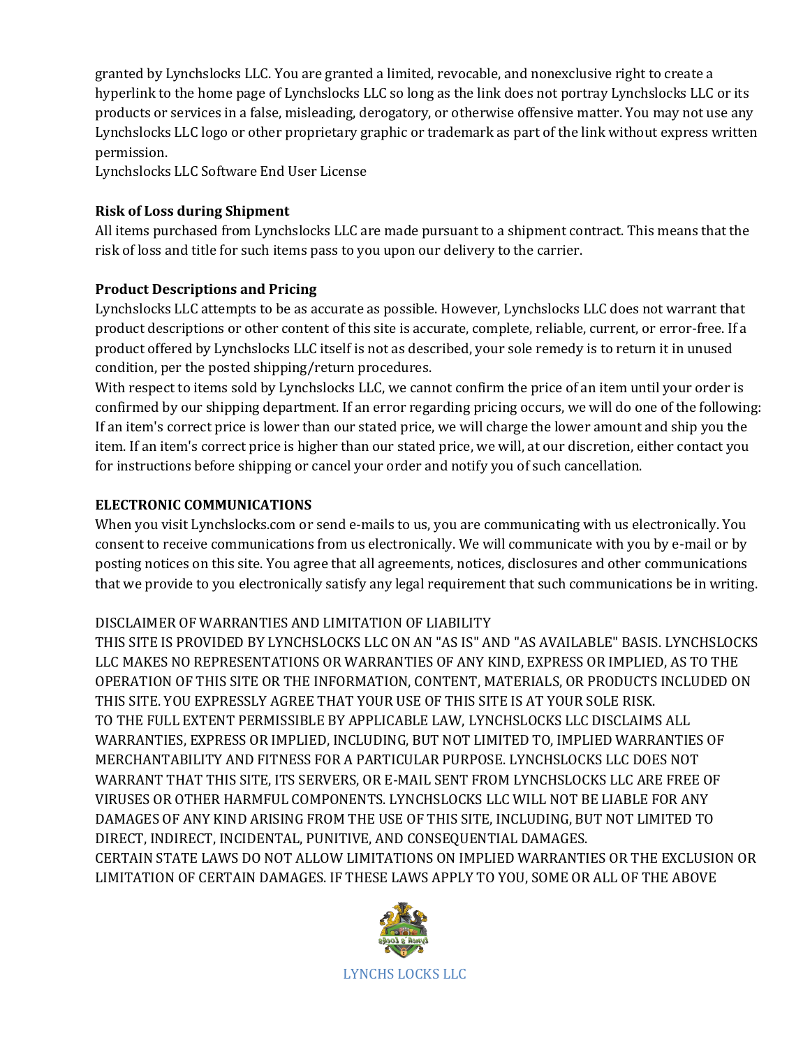granted by Lynchslocks LLC. You are granted a limited, revocable, and nonexclusive right to create a hyperlink to the home page of Lynchslocks LLC so long as the link does not portray Lynchslocks LLC or its products or services in a false, misleading, derogatory, or otherwise offensive matter. You may not use any Lynchslocks LLC logo or other proprietary graphic or trademark as part of the link without express written permission.
Lynchslocks LLC Software End User License

**Risk of Loss during Shipment**
All items purchased from Lynchslocks LLC are made pursuant to a shipment contract. This means that the risk of loss and title for such items pass to you upon our delivery to the carrier.

**Product Descriptions and Pricing**
Lynchslocks LLC attempts to be as accurate as possible. However, Lynchslocks LLC does not warrant that product descriptions or other content of this site is accurate, complete, reliable, current, or error-free. If a product offered by Lynchslocks LLC itself is not as described, your sole remedy is to return it in unused condition, per the posted shipping/return procedures.
With respect to items sold by Lynchslocks LLC, we cannot confirm the price of an item until your order is confirmed by our shipping department. If an error regarding pricing occurs, we will do one of the following: If an item's correct price is lower than our stated price, we will charge the lower amount and ship you the item. If an item's correct price is higher than our stated price, we will, at our discretion, either contact you for instructions before shipping or cancel your order and notify you of such cancellation.

**ELECTRONIC COMMUNICATIONS**
When you visit Lynchslocks.com or send e-mails to us, you are communicating with us electronically. You consent to receive communications from us electronically. We will communicate with you by e-mail or by posting notices on this site. You agree that all agreements, notices, disclosures and other communications that we provide to you electronically satisfy any legal requirement that such communications be in writing.

DISCLAIMER OF WARRANTIES AND LIMITATION OF LIABILITY
THIS SITE IS PROVIDED BY LYNCHSLOCKS LLC ON AN "AS IS" AND "AS AVAILABLE" BASIS. LYNCHSLOCKS LLC MAKES NO REPRESENTATIONS OR WARRANTIES OF ANY KIND, EXPRESS OR IMPLIED, AS TO THE OPERATION OF THIS SITE OR THE INFORMATION, CONTENT, MATERIALS, OR PRODUCTS INCLUDED ON THIS SITE. YOU EXPRESSLY AGREE THAT YOUR USE OF THIS SITE IS AT YOUR SOLE RISK.
TO THE FULL EXTENT PERMISSIBLE BY APPLICABLE LAW, LYNCHSLOCKS LLC DISCLAIMS ALL WARRANTIES, EXPRESS OR IMPLIED, INCLUDING, BUT NOT LIMITED TO, IMPLIED WARRANTIES OF MERCHANTABILITY AND FITNESS FOR A PARTICULAR PURPOSE. LYNCHSLOCKS LLC DOES NOT WARRANT THAT THIS SITE, ITS SERVERS, OR E-MAIL SENT FROM LYNCHSLOCKS LLC ARE FREE OF VIRUSES OR OTHER HARMFUL COMPONENTS. LYNCHSLOCKS LLC WILL NOT BE LIABLE FOR ANY DAMAGES OF ANY KIND ARISING FROM THE USE OF THIS SITE, INCLUDING, BUT NOT LIMITED TO DIRECT, INDIRECT, INCIDENTAL, PUNITIVE, AND CONSEQUENTIAL DAMAGES.
CERTAIN STATE LAWS DO NOT ALLOW LIMITATIONS ON IMPLIED WARRANTIES OR THE EXCLUSION OR LIMITATION OF CERTAIN DAMAGES. IF THESE LAWS APPLY TO YOU, SOME OR ALL OF THE ABOVE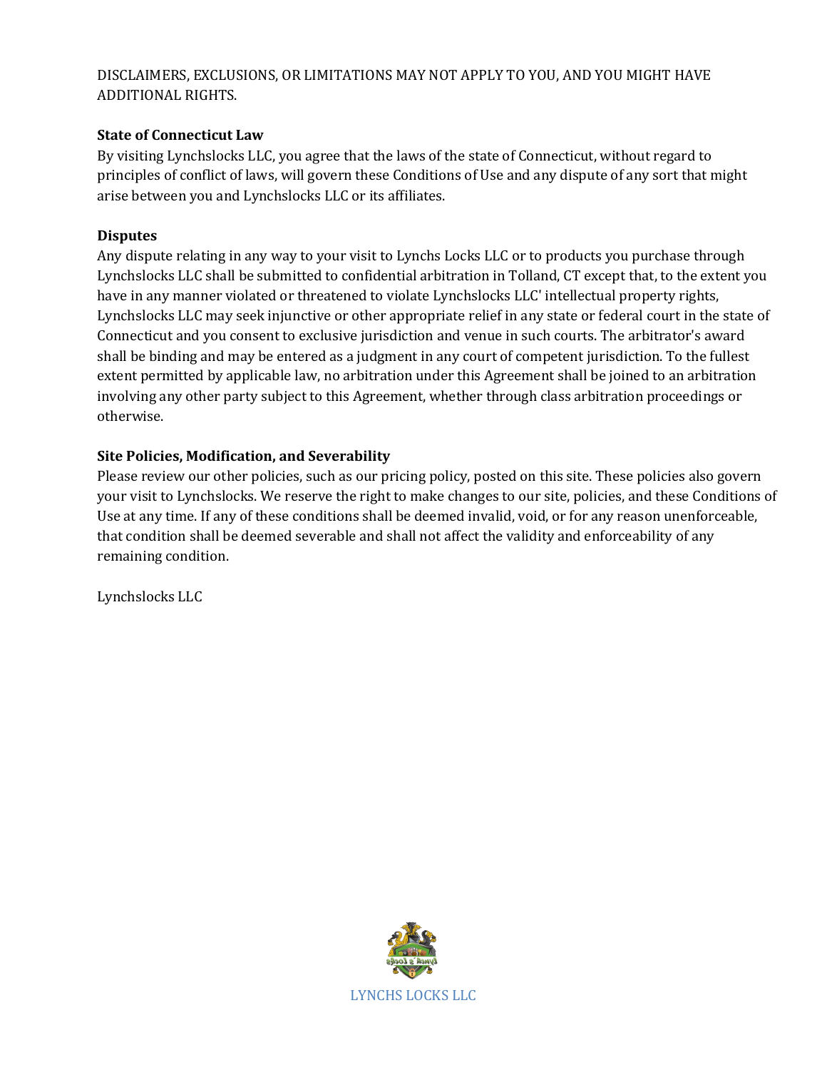DISCLAIMERS, EXCLUSIONS, OR LIMITATIONS MAY NOT APPLY TO YOU, AND YOU MIGHT HAVE ADDITIONAL RIGHTS.

**State of Connecticut Law**

By visiting Lynchslocks LLC, you agree that the laws of the state of Connecticut, without regard to principles of conflict of laws, will govern these Conditions of Use and any dispute of any sort that might arise between you and Lynchslocks LLC or its affiliates.

**Disputes**

Any dispute relating in any way to your visit to Lynchs Locks LLC or to products you purchase through Lynchslocks LLC shall be submitted to confidential arbitration in Tolland, CT except that, to the extent you have in any manner violated or threatened to violate Lynchslocks LLC' intellectual property rights, Lynchslocks LLC may seek injunctive or other appropriate relief in any state or federal court in the state of Connecticut and you consent to exclusive jurisdiction and venue in such courts. The arbitrator's award shall be binding and may be entered as a judgment in any court of competent jurisdiction. To the fullest extent permitted by applicable law, no arbitration under this Agreement shall be joined to an arbitration involving any other party subject to this Agreement, whether through class arbitration proceedings or otherwise.

**Site Policies, Modification, and Severability**

Please review our other policies, such as our pricing policy, posted on this site. These policies also govern your visit to Lynchslocks. We reserve the right to make changes to our site, policies, and these Conditions of Use at any time. If any of these conditions shall be deemed invalid, void, or for any reason unenforceable, that condition shall be deemed severable and shall not affect the validity and enforceability of any remaining condition.

Lynchslocks LLC